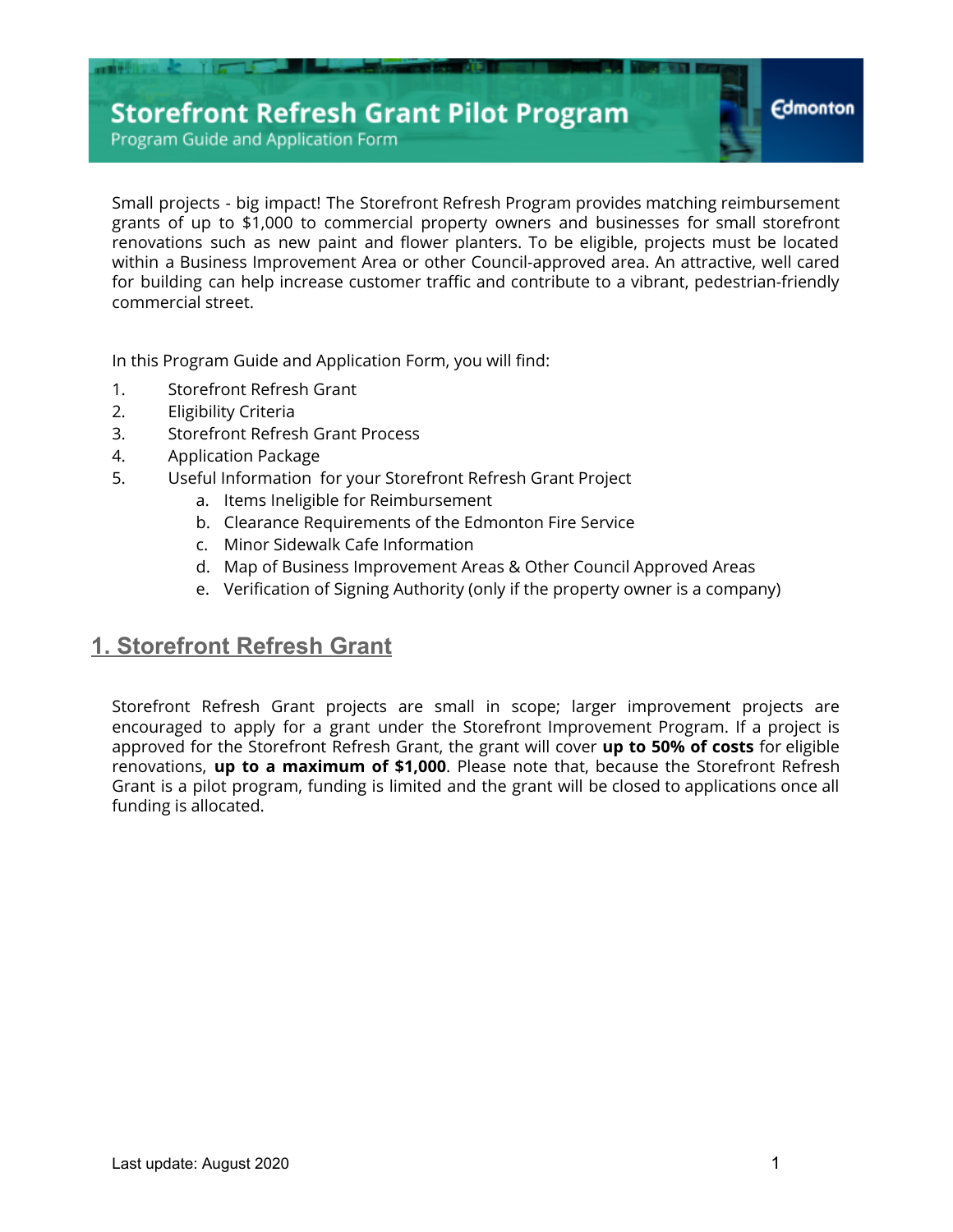# Storefront Refresh Grant Pilot Program

Program Guide and Application Form

Edmonton

Small projects - big impact! The Storefront Refresh Program provides matching reimbursement grants of up to $1,000 to commercial property owners and businesses for small storefront renovations such as new paint and flower planters. To be eligible, projects must be located within a Business Improvement Area or other Council-approved area. An attractive, well cared for building can help increase customer traffic and contribute to a vibrant, pedestrian-friendly commercial street.

In this Program Guide and Application Form, you will find:

1. Storefront Refresh Grant
2. Eligibility Criteria
3. Storefront Refresh Grant Process
4. Application Package
5. Useful Information for your Storefront Refresh Grant Project
   a. Items Ineligible for Reimbursement
   b. Clearance Requirements of the Edmonton Fire Service
   c. Minor Sidewalk Cafe Information
   d. Map of Business Improvement Areas & Other Council Approved Areas
   e. Verification of Signing Authority (only if the property owner is a company)

## 1. Storefront Refresh Grant

Storefront Refresh Grant projects are small in scope; larger improvement projects are encouraged to apply for a grant under the Storefront Improvement Program. If a project is approved for the Storefront Refresh Grant, the grant will cover **up to 50% of costs** for eligible renovations, **up to a maximum of $1,000**. Please note that, because the Storefront Refresh Grant is a pilot program, funding is limited and the grant will be closed to applications once all funding is allocated.

Last update: August 2020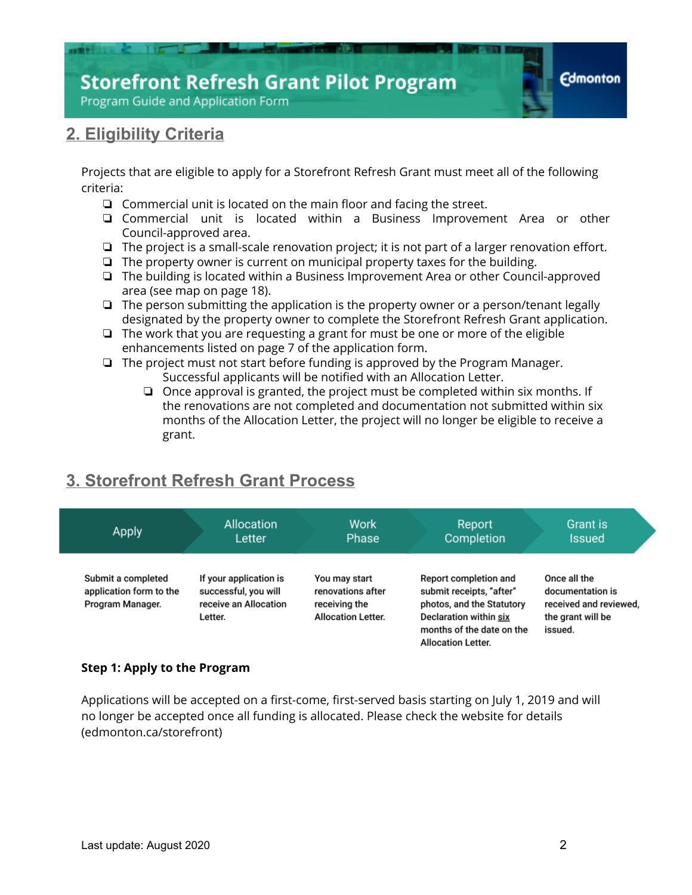## 2. Eligibility Criteria

Projects that are eligible to apply for a Storefront Refresh Grant must meet all of the following criteria:

- ❏ Commercial unit is located on the main floor and facing the street.
- ❏ Commercial unit is located within a Business Improvement Area or other Council-approved area.
- ❏ The project is a small-scale renovation project; it is not part of a larger renovation effort.
- ❏ The property owner is current on municipal property taxes for the building.
- ❏ The building is located within a Business Improvement Area or other Council-approved area (see map on page 18).
- ❏ The person submitting the application is the property owner or a person/tenant legally designated by the property owner to complete the Storefront Refresh Grant application.
- ❏ The work that you are requesting a grant for must be one or more of the eligible enhancements listed on page 7 of the application form.
- ❏ The project must not start before funding is approved by the Program Manager. Successful applicants will be notified with an Allocation Letter.
  - ❏ Once approval is granted, the project must be completed within six months. If the renovations are not completed and documentation not submitted within six months of the Allocation Letter, the project will no longer be eligible to receive a grant.

## 3. Storefront Refresh Grant Process

| Apply | Allocation Letter | Work Phase | Report Completion | Grant is Issued |
|---|---|---|---|---|
| Submit a completed application form to the Program Manager. | If your application is successful, you will receive an Allocation Letter. | You may start renovations after receiving the Allocation Letter. | Report completion and submit receipts, "after" photos, and the Statutory Declaration within six months of the date on the Allocation Letter. | Once all the documentation is received and reviewed, the grant will be issued. |

**Step 1: Apply to the Program**

Applications will be accepted on a first-come, first-served basis starting on July 1, 2019 and will no longer be accepted once all funding is allocated. Please check the website for details (edmonton.ca/storefront)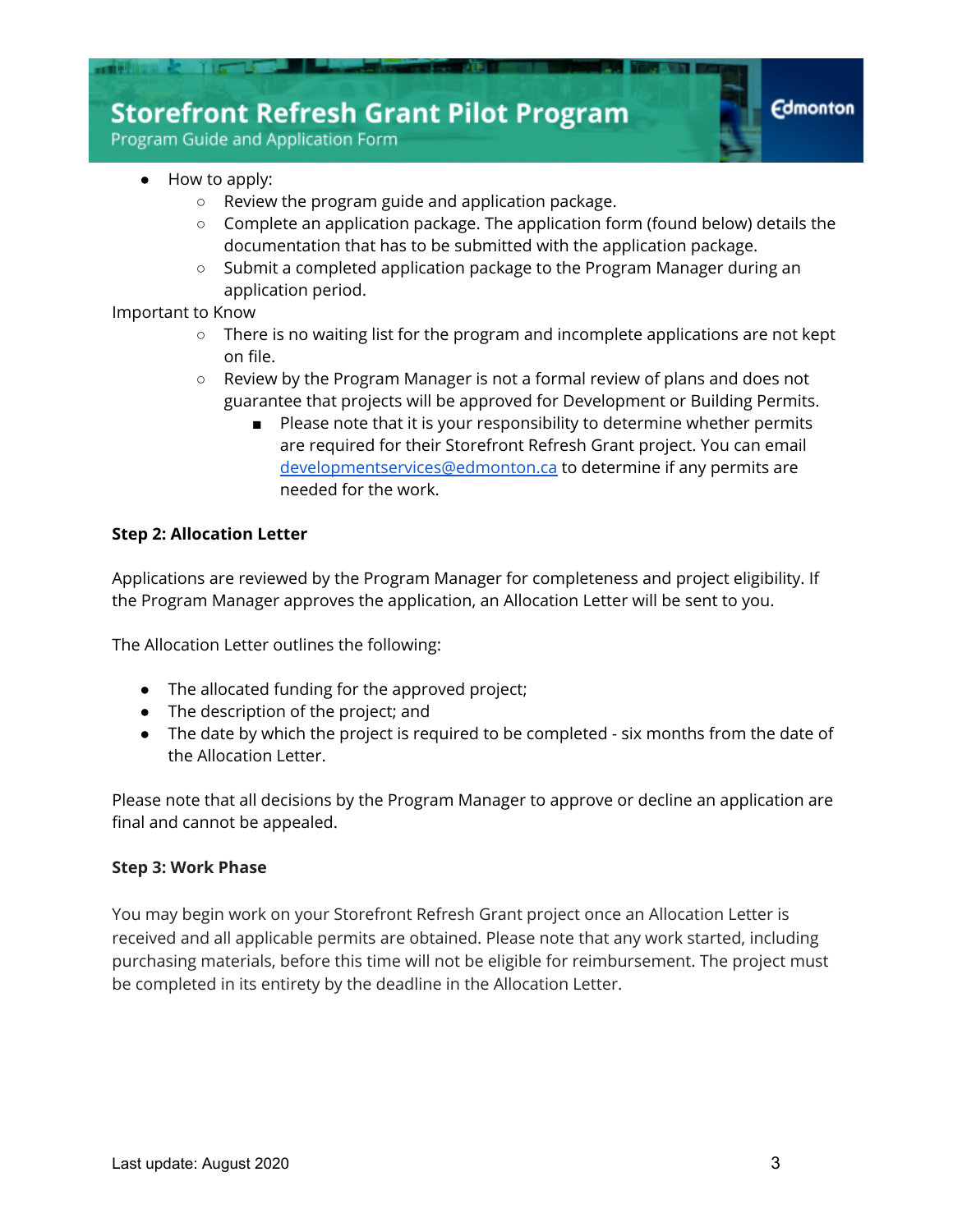- How to apply:
    - Review the program guide and application package.
    - Complete an application package. The application form (found below) details the documentation that has to be submitted with the application package.
    - Submit a completed application package to the Program Manager during an application period.

Important to Know

- There is no waiting list for the program and incomplete applications are not kept on file.
- Review by the Program Manager is not a formal review of plans and does not guarantee that projects will be approved for Development or Building Permits.
    - Please note that it is your responsibility to determine whether permits are required for their Storefront Refresh Grant project. You can email developmentservices@edmonton.ca to determine if any permits are needed for the work.

**Step 2: Allocation Letter**

Applications are reviewed by the Program Manager for completeness and project eligibility. If the Program Manager approves the application, an Allocation Letter will be sent to you.

The Allocation Letter outlines the following:

- The allocated funding for the approved project;
- The description of the project; and
- The date by which the project is required to be completed - six months from the date of the Allocation Letter.

Please note that all decisions by the Program Manager to approve or decline an application are final and cannot be appealed.

**Step 3: Work Phase**

You may begin work on your Storefront Refresh Grant project once an Allocation Letter is received and all applicable permits are obtained. Please note that any work started, including purchasing materials, before this time will not be eligible for reimbursement. The project must be completed in its entirety by the deadline in the Allocation Letter.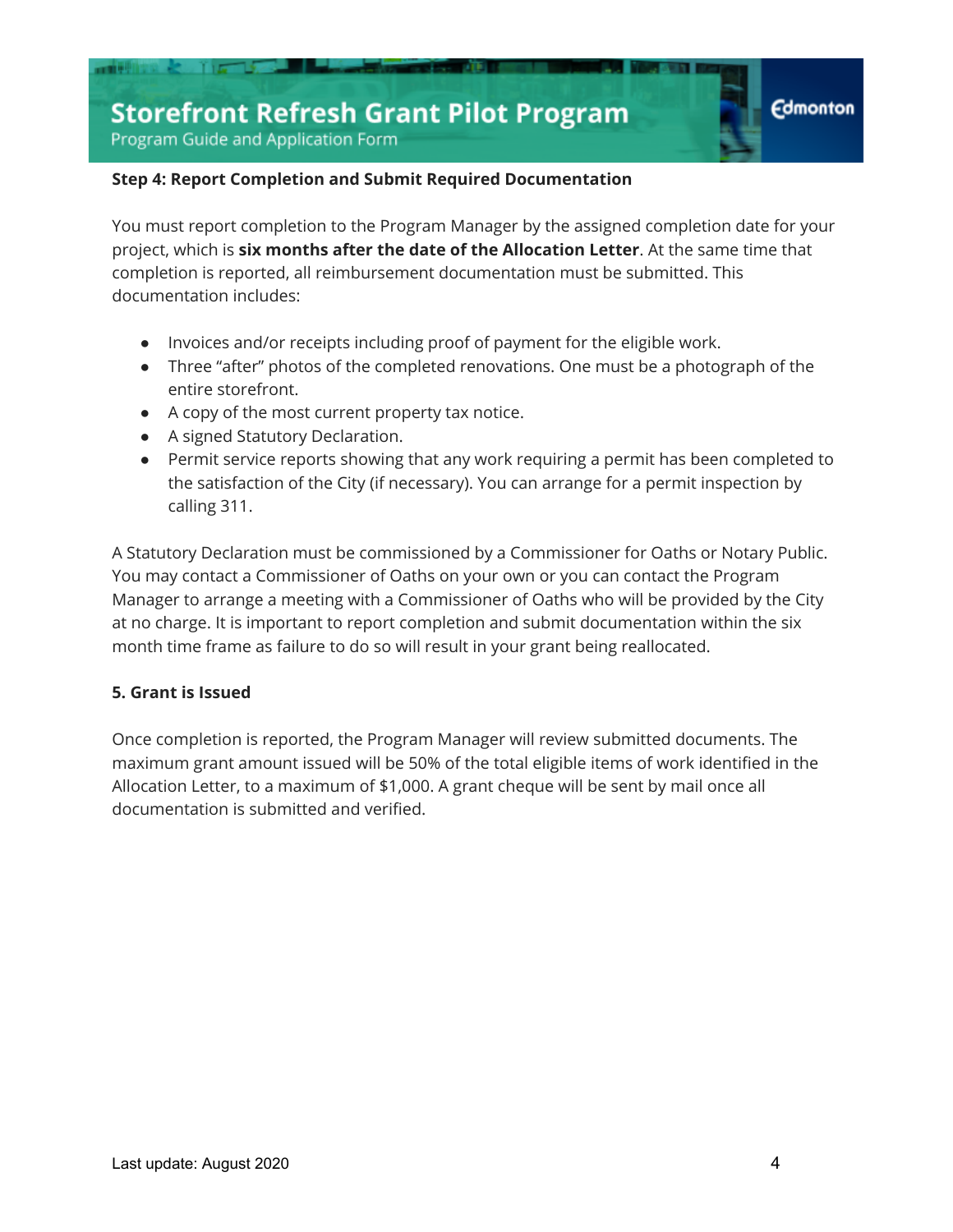**Step 4: Report Completion and Submit Required Documentation**

You must report completion to the Program Manager by the assigned completion date for your project, which is **six months after the date of the Allocation Letter**. At the same time that completion is reported, all reimbursement documentation must be submitted. This documentation includes:

- Invoices and/or receipts including proof of payment for the eligible work.
- Three "after" photos of the completed renovations. One must be a photograph of the entire storefront.
- A copy of the most current property tax notice.
- A signed Statutory Declaration.
- Permit service reports showing that any work requiring a permit has been completed to the satisfaction of the City (if necessary). You can arrange for a permit inspection by calling 311.

A Statutory Declaration must be commissioned by a Commissioner for Oaths or Notary Public. You may contact a Commissioner of Oaths on your own or you can contact the Program Manager to arrange a meeting with a Commissioner of Oaths who will be provided by the City at no charge. It is important to report completion and submit documentation within the six month time frame as failure to do so will result in your grant being reallocated.

**5. Grant is Issued**

Once completion is reported, the Program Manager will review submitted documents. The maximum grant amount issued will be 50% of the total eligible items of work identified in the Allocation Letter, to a maximum of $1,000. A grant cheque will be sent by mail once all documentation is submitted and verified.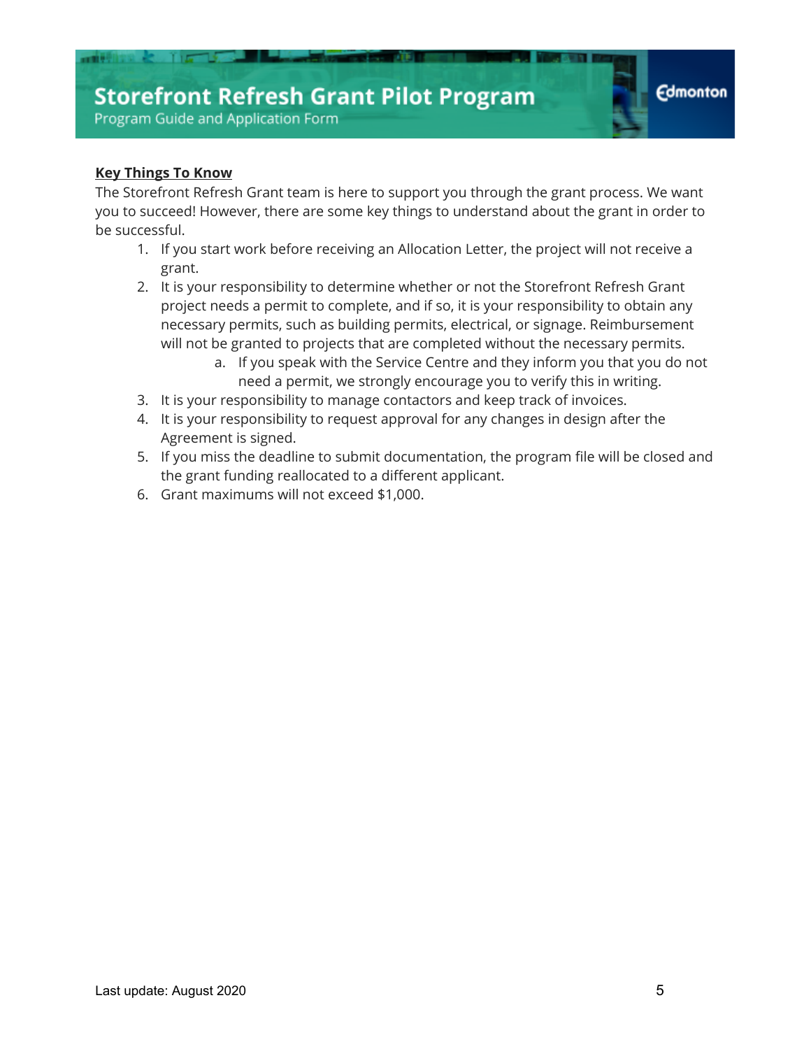**Key Things To Know**

The Storefront Refresh Grant team is here to support you through the grant process. We want you to succeed! However, there are some key things to understand about the grant in order to be successful.

1. If you start work before receiving an Allocation Letter, the project will not receive a grant.
2. It is your responsibility to determine whether or not the Storefront Refresh Grant project needs a permit to complete, and if so, it is your responsibility to obtain any necessary permits, such as building permits, electrical, or signage. Reimbursement will not be granted to projects that are completed without the necessary permits.
    a. If you speak with the Service Centre and they inform you that you do not need a permit, we strongly encourage you to verify this in writing.
3. It is your responsibility to manage contactors and keep track of invoices.
4. It is your responsibility to request approval for any changes in design after the Agreement is signed.
5. If you miss the deadline to submit documentation, the program file will be closed and the grant funding reallocated to a different applicant.
6. Grant maximums will not exceed $1,000.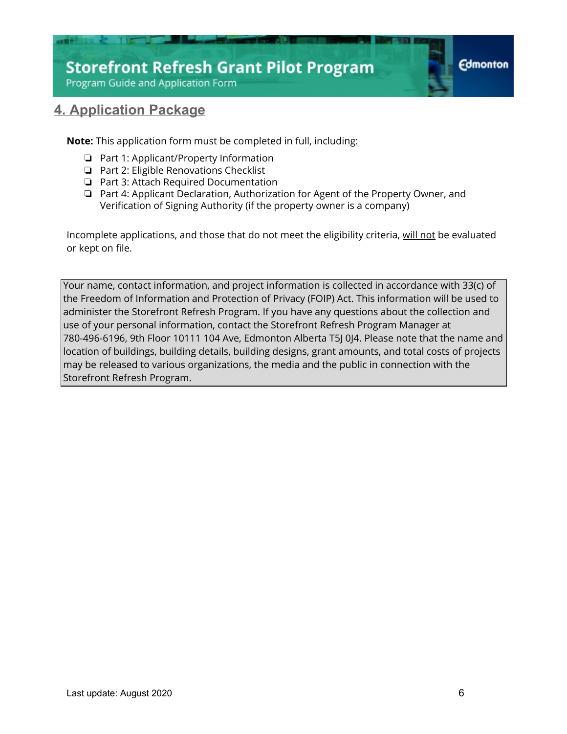## 4. Application Package

**Note:** This application form must be completed in full, including:

- ❏ Part 1: Applicant/Property Information
- ❏ Part 2: Eligible Renovations Checklist
- ❏ Part 3: Attach Required Documentation
- ❏ Part 4: Applicant Declaration, Authorization for Agent of the Property Owner, and Verification of Signing Authority (if the property owner is a company)

Incomplete applications, and those that do not meet the eligibility criteria, will not be evaluated or kept on file.

| Your name, contact information, and project information is collected in accordance with 33(c) of the Freedom of Information and Protection of Privacy (FOIP) Act. This information will be used to administer the Storefront Refresh Program. If you have any questions about the collection and use of your personal information, contact the Storefront Refresh Program Manager at 780-496-6196, 9th Floor 10111 104 Ave, Edmonton Alberta T5J 0J4. Please note that the name and location of buildings, building details, building designs, grant amounts, and total costs of projects may be released to various organizations, the media and the public in connection with the Storefront Refresh Program. |
|---|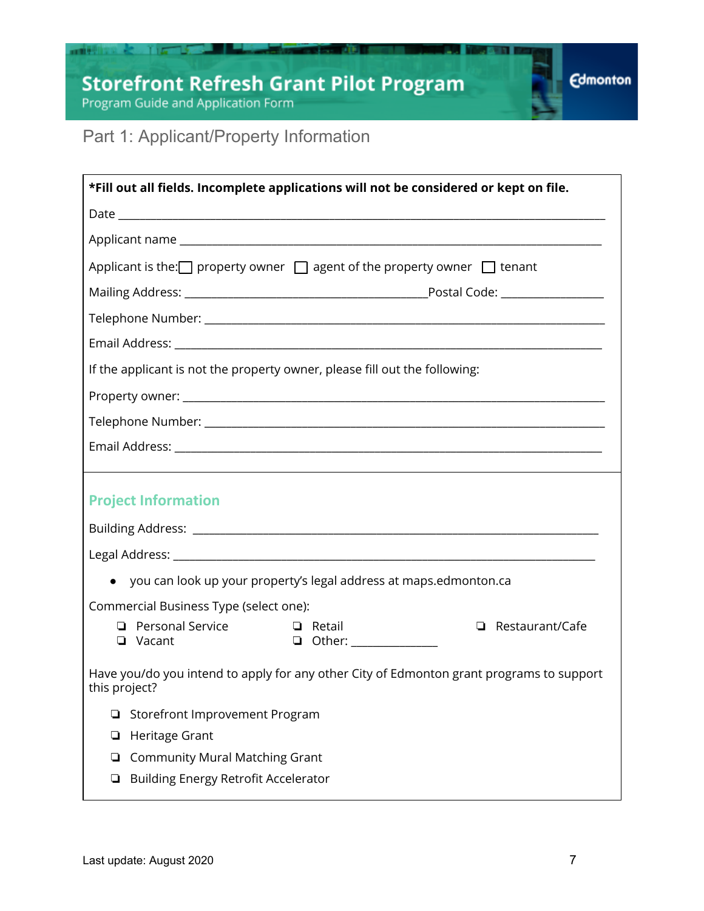# Storefront Refresh Grant Pilot Program

Program Guide and Application Form

## Part 1: Applicant/Property Information

**\*Fill out all fields. Incomplete applications will not be considered or kept on file.**

Date ______________________________________________

Applicant name ______________________________________________

Applicant is the: ☐ property owner ☐ agent of the property owner ☐ tenant

Mailing Address: ______________________________ Postal Code: ______________

Telephone Number: ______________________________________________

Email Address: ______________________________________________

If the applicant is not the property owner, please fill out the following:

Property owner: ______________________________________________

Telephone Number: ______________________________________________

Email Address: ______________________________________________

### Project Information

Building Address: ______________________________________________

Legal Address: ______________________________________________

- you can look up your property's legal address at maps.edmonton.ca

Commercial Business Type (select one):

- ❏ Personal Service
- ❏ Retail
- ❏ Restaurant/Cafe
- ❏ Vacant
- ❏ Other: ______________

Have you/do you intend to apply for any other City of Edmonton grant programs to support this project?

- ❏ Storefront Improvement Program
- ❏ Heritage Grant
- ❏ Community Mural Matching Grant
- ❏ Building Energy Retrofit Accelerator

Last update: August 2020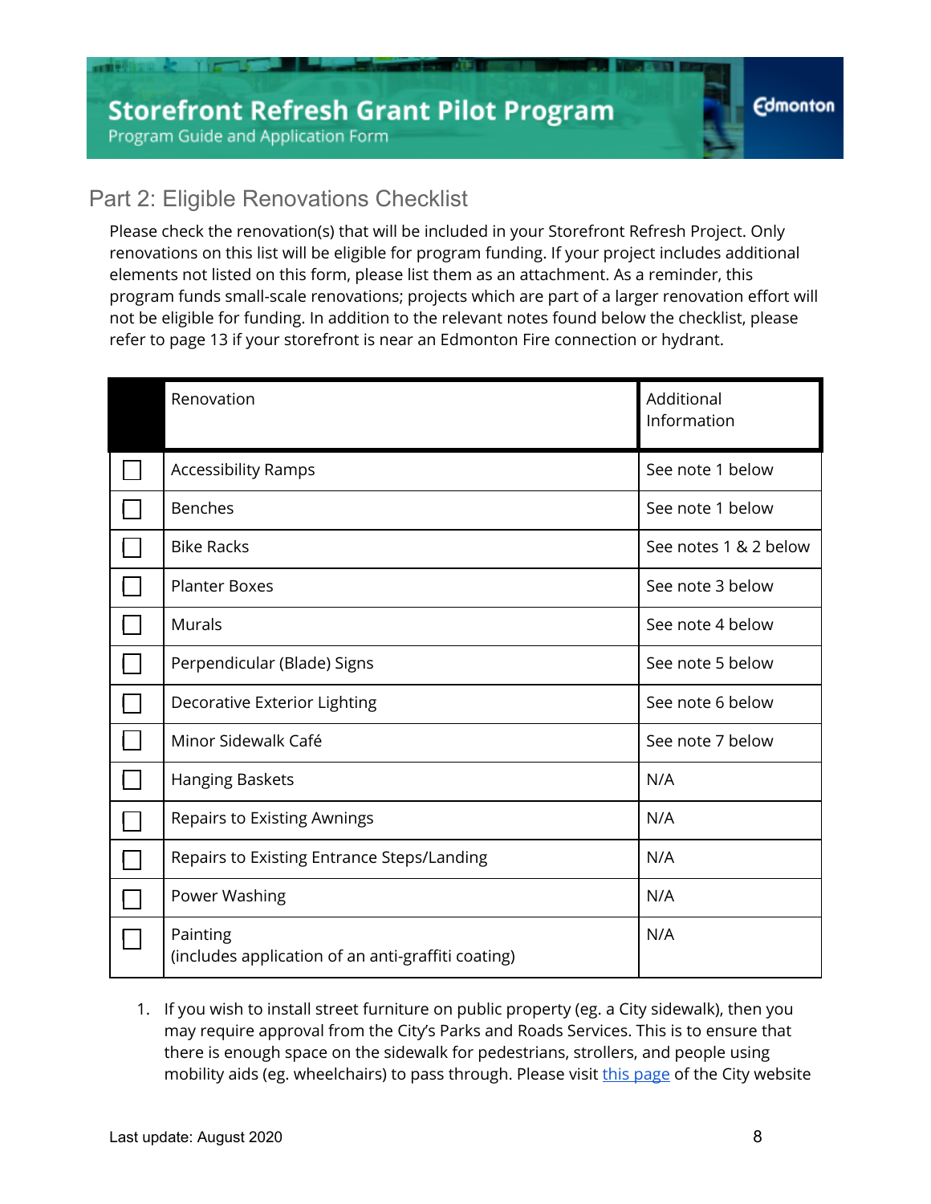## Part 2: Eligible Renovations Checklist

Please check the renovation(s) that will be included in your Storefront Refresh Project. Only renovations on this list will be eligible for program funding. If your project includes additional elements not listed on this form, please list them as an attachment. As a reminder, this program funds small-scale renovations; projects which are part of a larger renovation effort will not be eligible for funding. In addition to the relevant notes found below the checklist, please refer to page 13 if your storefront is near an Edmonton Fire connection or hydrant.

| | Renovation | Additional Information |
|---|---|---|
| ☐ | Accessibility Ramps | See note 1 below |
| ☐ | Benches | See note 1 below |
| ☐ | Bike Racks | See notes 1 & 2 below |
| ☐ | Planter Boxes | See note 3 below |
| ☐ | Murals | See note 4 below |
| ☐ | Perpendicular (Blade) Signs | See note 5 below |
| ☐ | Decorative Exterior Lighting | See note 6 below |
| ☐ | Minor Sidewalk Café | See note 7 below |
| ☐ | Hanging Baskets | N/A |
| ☐ | Repairs to Existing Awnings | N/A |
| ☐ | Repairs to Existing Entrance Steps/Landing | N/A |
| ☐ | Power Washing | N/A |
| ☐ | Painting (includes application of an anti-graffiti coating) | N/A |

1. If you wish to install street furniture on public property (eg. a City sidewalk), then you may require approval from the City's Parks and Roads Services. This is to ensure that there is enough space on the sidewalk for pedestrians, strollers, and people using mobility aids (eg. wheelchairs) to pass through. Please visit this page of the City website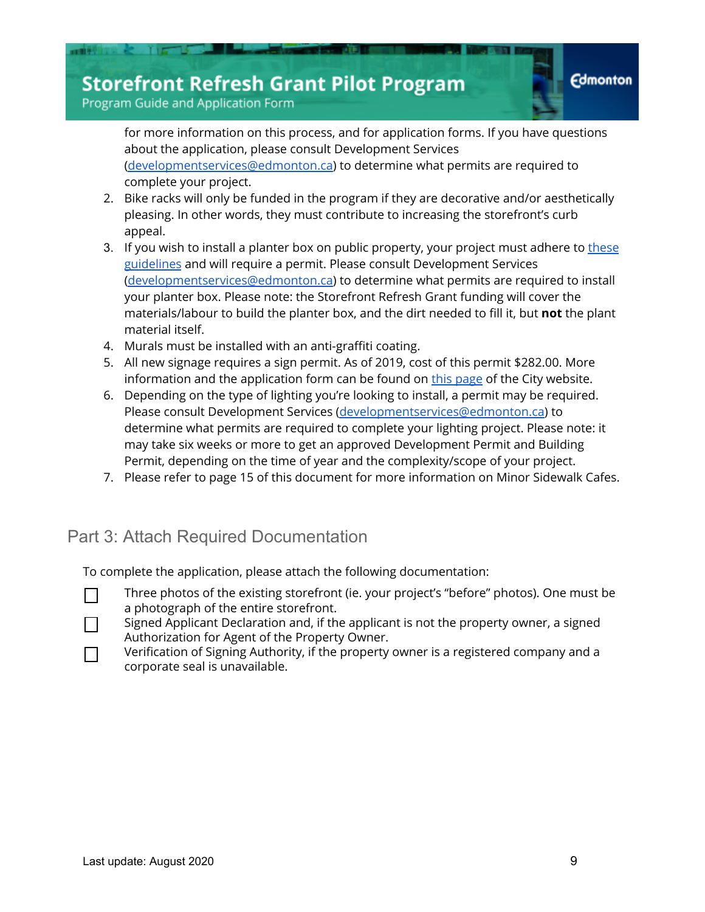for more information on this process, and for application forms. If you have questions about the application, please consult Development Services ([developmentservices@edmonton.ca](mailto:developmentservices@edmonton.ca)) to determine what permits are required to complete your project.

2. Bike racks will only be funded in the program if they are decorative and/or aesthetically pleasing. In other words, they must contribute to increasing the storefront's curb appeal.
3. If you wish to install a planter box on public property, your project must adhere to these guidelines and will require a permit. Please consult Development Services ([developmentservices@edmonton.ca](mailto:developmentservices@edmonton.ca)) to determine what permits are required to install your planter box. Please note: the Storefront Refresh Grant funding will cover the materials/labour to build the planter box, and the dirt needed to fill it, but **not** the plant material itself.
4. Murals must be installed with an anti-graffiti coating.
5. All new signage requires a sign permit. As of 2019, cost of this permit $282.00. More information and the application form can be found on this page of the City website.
6. Depending on the type of lighting you're looking to install, a permit may be required. Please consult Development Services ([developmentservices@edmonton.ca](mailto:developmentservices@edmonton.ca)) to determine what permits are required to complete your lighting project. Please note: it may take six weeks or more to get an approved Development Permit and Building Permit, depending on the time of year and the complexity/scope of your project.
7. Please refer to page 15 of this document for more information on Minor Sidewalk Cafes.

## Part 3: Attach Required Documentation

To complete the application, please attach the following documentation:

- [ ] Three photos of the existing storefront (ie. your project's "before" photos). One must be a photograph of the entire storefront.
- [ ] Signed Applicant Declaration and, if the applicant is not the property owner, a signed Authorization for Agent of the Property Owner.
- [ ] Verification of Signing Authority, if the property owner is a registered company and a corporate seal is unavailable.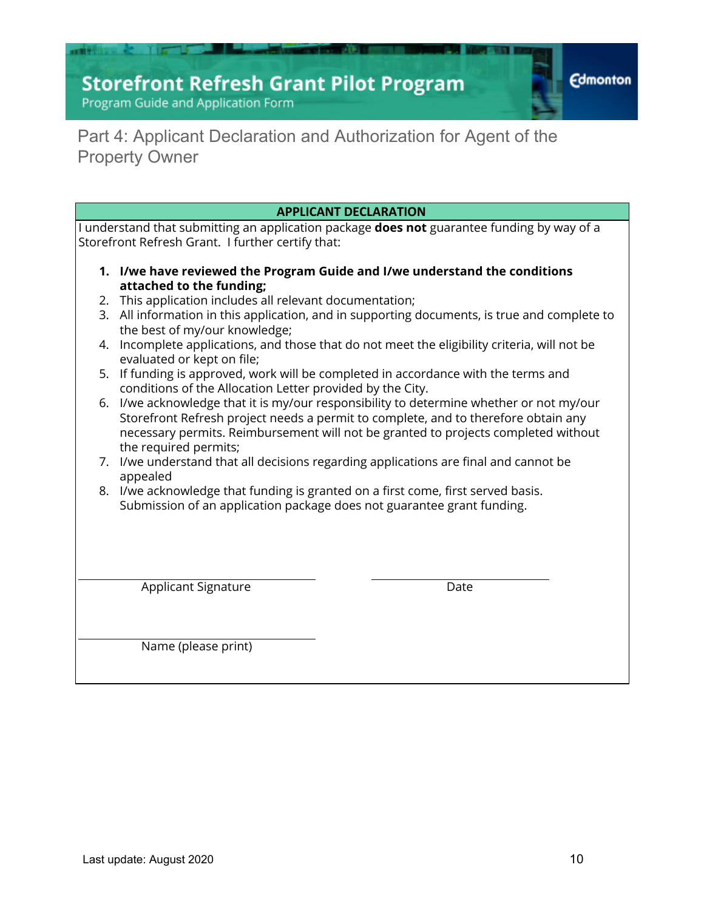## Part 4: Applicant Declaration and Authorization for Agent of the Property Owner

**APPLICANT DECLARATION**

I understand that submitting an application package **does not** guarantee funding by way of a Storefront Refresh Grant. I further certify that:

1. **I/we have reviewed the Program Guide and I/we understand the conditions attached to the funding;**
2. This application includes all relevant documentation;
3. All information in this application, and in supporting documents, is true and complete to the best of my/our knowledge;
4. Incomplete applications, and those that do not meet the eligibility criteria, will not be evaluated or kept on file;
5. If funding is approved, work will be completed in accordance with the terms and conditions of the Allocation Letter provided by the City.
6. I/we acknowledge that it is my/our responsibility to determine whether or not my/our Storefront Refresh project needs a permit to complete, and to therefore obtain any necessary permits. Reimbursement will not be granted to projects completed without the required permits;
7. I/we understand that all decisions regarding applications are final and cannot be appealed
8. I/we acknowledge that funding is granted on a first come, first served basis. Submission of an application package does not guarantee grant funding.

Applicant Signature ______________________ Date ______________

Name (please print) ______________________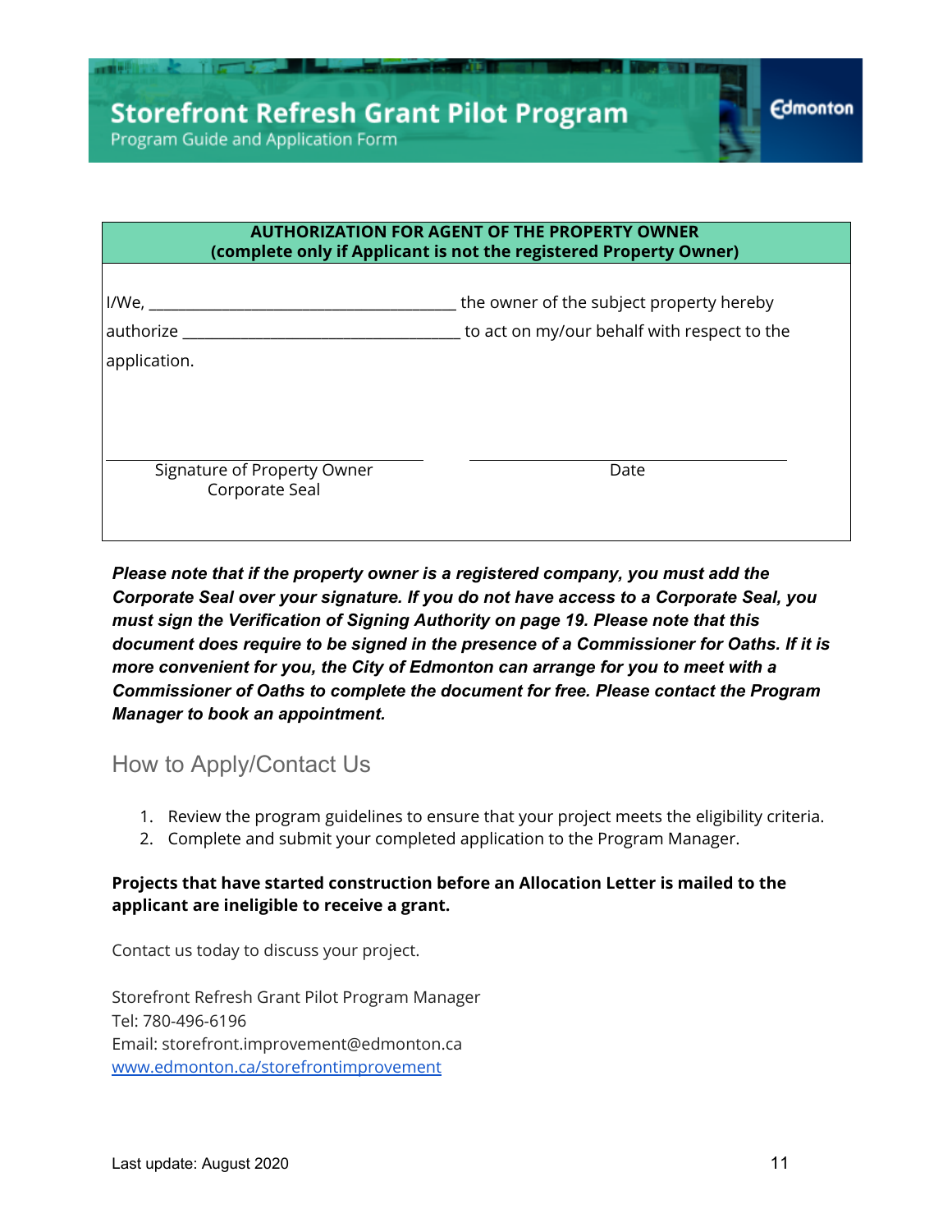| AUTHORIZATION FOR AGENT OF THE PROPERTY OWNER (complete only if Applicant is not the registered Property Owner) | |
|---|---|
| I/We, ______________________________ the owner of the subject property hereby authorize ______________________________ to act on my/our behalf with respect to the application. | |
| ______________________________ Signature of Property Owner Corporate Seal | ______________________________ Date |

***Please note that if the property owner is a registered company, you must add the Corporate Seal over your signature. If you do not have access to a Corporate Seal, you must sign the Verification of Signing Authority on page 19. Please note that this document does require to be signed in the presence of a Commissioner for Oaths. If it is more convenient for you, the City of Edmonton can arrange for you to meet with a Commissioner of Oaths to complete the document for free. Please contact the Program Manager to book an appointment.***

## How to Apply/Contact Us

1. Review the program guidelines to ensure that your project meets the eligibility criteria.
2. Complete and submit your completed application to the Program Manager.

**Projects that have started construction before an Allocation Letter is mailed to the applicant are ineligible to receive a grant.**

Contact us today to discuss your project.

Storefront Refresh Grant Pilot Program Manager
Tel: 780-496-6196
Email: storefront.improvement@edmonton.ca
[www.edmonton.ca/storefrontimprovement](http://www.edmonton.ca/storefrontimprovement)

Last update: August 2020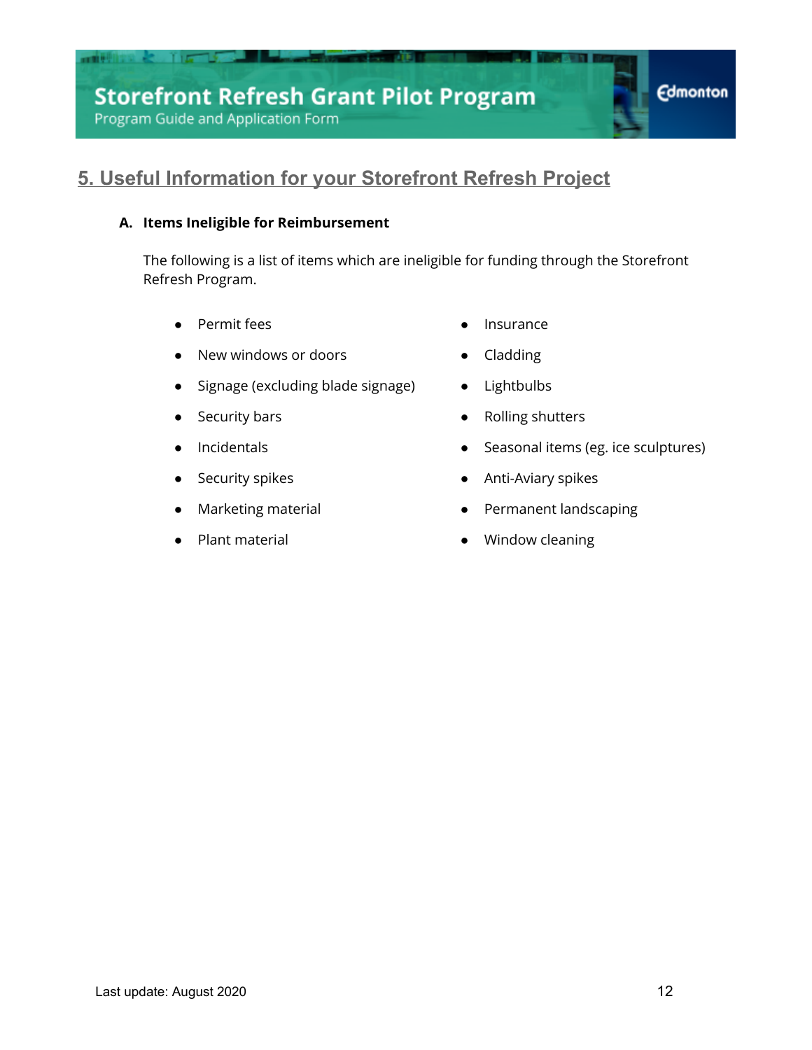## 5. Useful Information for your Storefront Refresh Project

### A. Items Ineligible for Reimbursement

The following is a list of items which are ineligible for funding through the Storefront Refresh Program.

- Permit fees
- New windows or doors
- Signage (excluding blade signage)
- Security bars
- Incidentals
- Security spikes
- Marketing material
- Plant material
- Insurance
- Cladding
- Lightbulbs
- Rolling shutters
- Seasonal items (eg. ice sculptures)
- Anti-Aviary spikes
- Permanent landscaping
- Window cleaning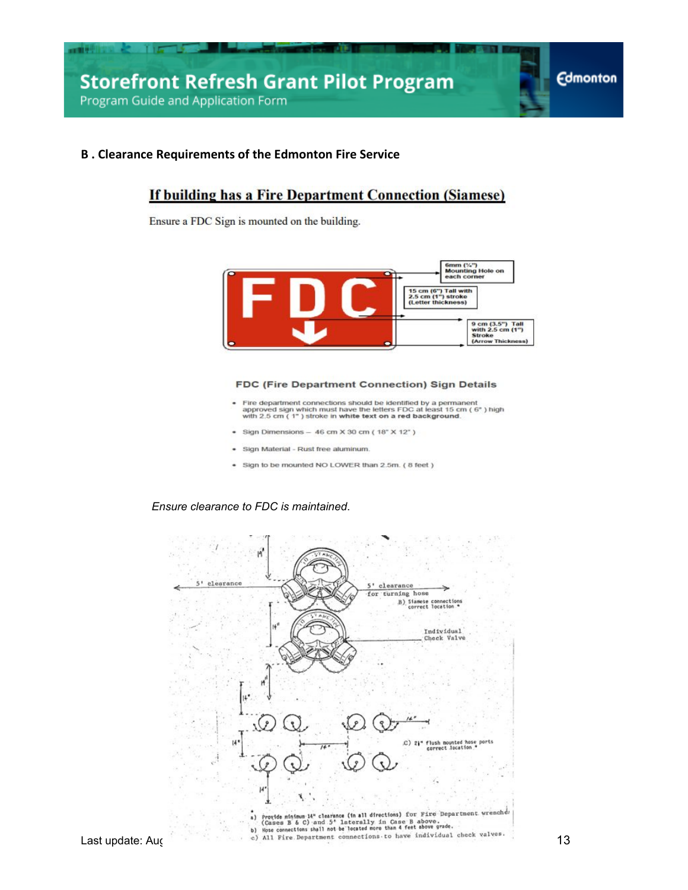## B . Clearance Requirements of the Edmonton Fire Service

### If building has a Fire Department Connection (Siamese)

Ensure a FDC Sign is mounted on the building.

6mm (¼") Mounting Hole on each corner

15 cm (6") Tall with 2.5 cm (1") stroke (Letter thickness)

9 cm (3.5") Tall with 2.5 cm (1") Stroke (Arrow Thickness)

**FDC (Fire Department Connection) Sign Details**

- Fire department connections should be identified by a permanent approved sign which must have the letters FDC at least 15 cm ( 6" ) high with 2.5 cm ( 1" ) stroke in **white text on a red background**.
- Sign Dimensions – 46 cm X 30 cm ( 18" X 12" )
- Sign Material - Rust free aluminum.
- Sign to be mounted NO LOWER than 2.5m. ( 8 feet )

*Ensure clearance to FDC is maintained.*

5' clearance

5' clearance for turning hose

B) Siamese connections correct location *

Individual Check Valve

C) 2½" flush mounted hose ports correct location *

\* a) Provide minimum 14" clearance (in all directions) for Fire Department wrenches (Cases B & C) and 5' laterally in Case B above.
b) Hose connections shall not be located more than 4 feet above grade.
c) All Fire Department connections to have individual check valves.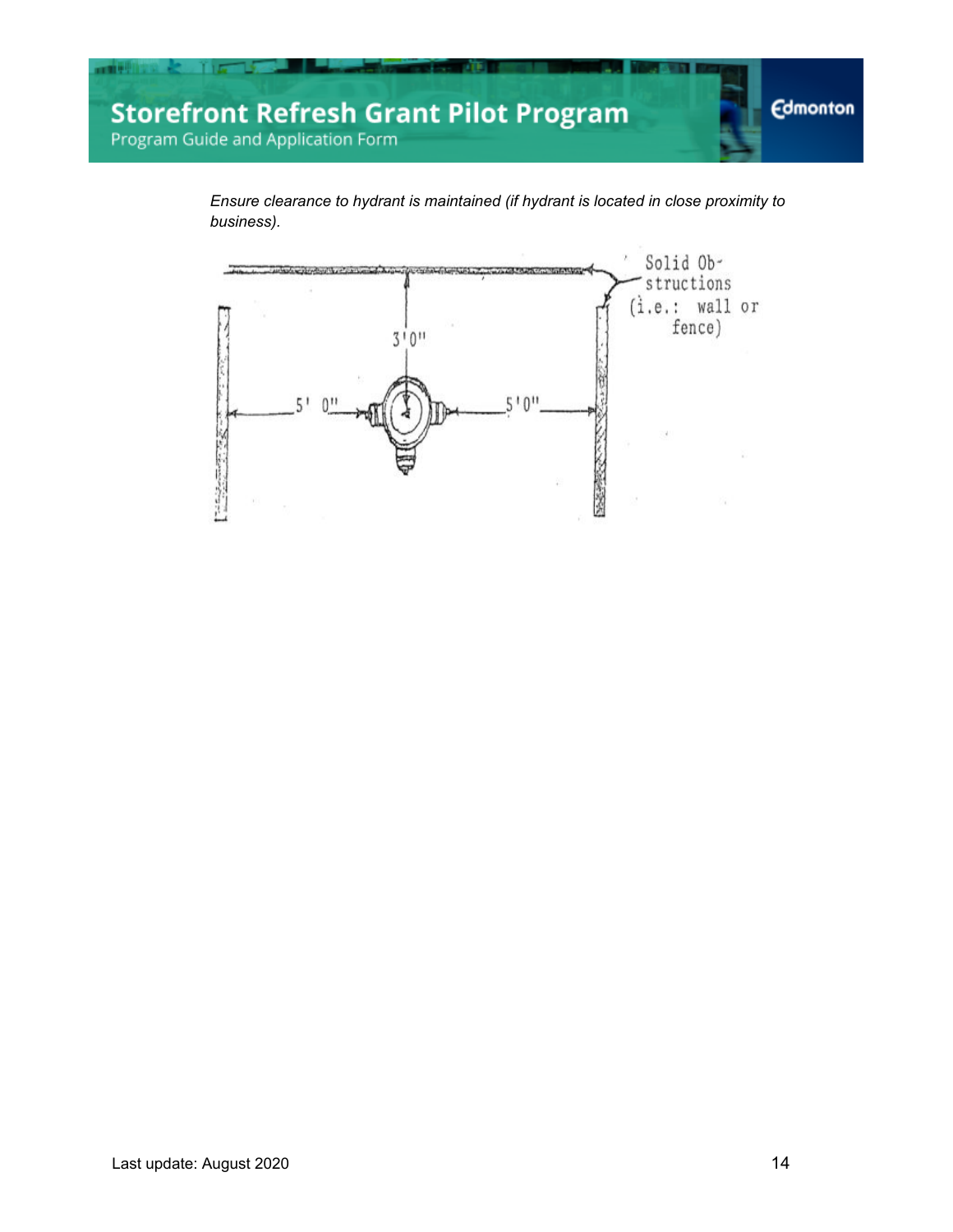*Ensure clearance to hydrant is maintained (if hydrant is located in close proximity to business).*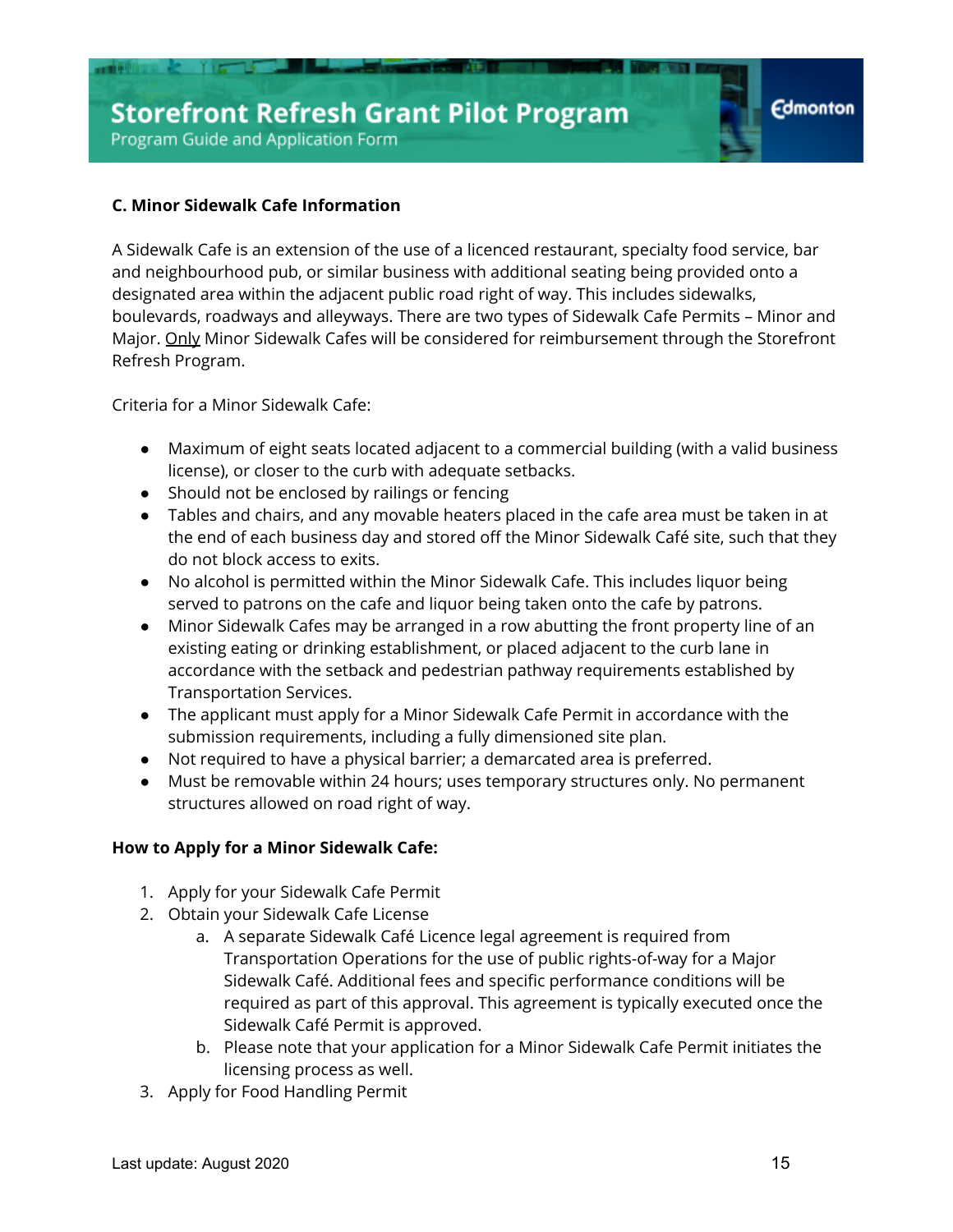### C. Minor Sidewalk Cafe Information

A Sidewalk Cafe is an extension of the use of a licenced restaurant, specialty food service, bar and neighbourhood pub, or similar business with additional seating being provided onto a designated area within the adjacent public road right of way. This includes sidewalks, boulevards, roadways and alleyways. There are two types of Sidewalk Cafe Permits – Minor and Major. Only Minor Sidewalk Cafes will be considered for reimbursement through the Storefront Refresh Program.

Criteria for a Minor Sidewalk Cafe:

- Maximum of eight seats located adjacent to a commercial building (with a valid business license), or closer to the curb with adequate setbacks.
- Should not be enclosed by railings or fencing
- Tables and chairs, and any movable heaters placed in the cafe area must be taken in at the end of each business day and stored off the Minor Sidewalk Café site, such that they do not block access to exits.
- No alcohol is permitted within the Minor Sidewalk Cafe. This includes liquor being served to patrons on the cafe and liquor being taken onto the cafe by patrons.
- Minor Sidewalk Cafes may be arranged in a row abutting the front property line of an existing eating or drinking establishment, or placed adjacent to the curb lane in accordance with the setback and pedestrian pathway requirements established by Transportation Services.
- The applicant must apply for a Minor Sidewalk Cafe Permit in accordance with the submission requirements, including a fully dimensioned site plan.
- Not required to have a physical barrier; a demarcated area is preferred.
- Must be removable within 24 hours; uses temporary structures only. No permanent structures allowed on road right of way.

**How to Apply for a Minor Sidewalk Cafe:**

1. Apply for your Sidewalk Cafe Permit
2. Obtain your Sidewalk Cafe License
   a. A separate Sidewalk Café Licence legal agreement is required from Transportation Operations for the use of public rights-of-way for a Major Sidewalk Café. Additional fees and specific performance conditions will be required as part of this approval. This agreement is typically executed once the Sidewalk Café Permit is approved.
   b. Please note that your application for a Minor Sidewalk Cafe Permit initiates the licensing process as well.
3. Apply for Food Handling Permit

Last update: August 2020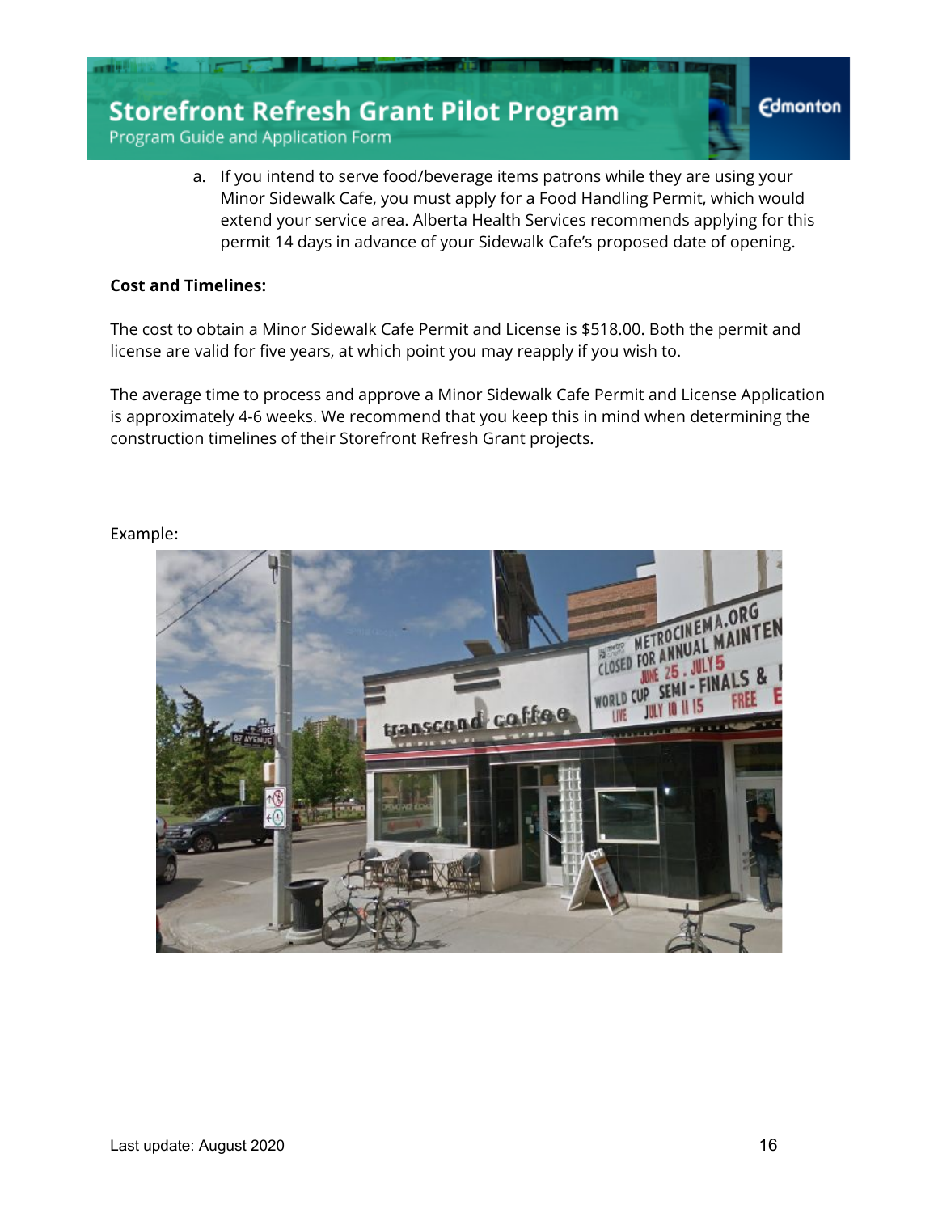a. If you intend to serve food/beverage items patrons while they are using your Minor Sidewalk Cafe, you must apply for a Food Handling Permit, which would extend your service area. Alberta Health Services recommends applying for this permit 14 days in advance of your Sidewalk Cafe's proposed date of opening.

**Cost and Timelines:**

The cost to obtain a Minor Sidewalk Cafe Permit and License is $518.00. Both the permit and license are valid for five years, at which point you may reapply if you wish to.

The average time to process and approve a Minor Sidewalk Cafe Permit and License Application is approximately 4-6 weeks. We recommend that you keep this in mind when determining the construction timelines of their Storefront Refresh Grant projects.

Example: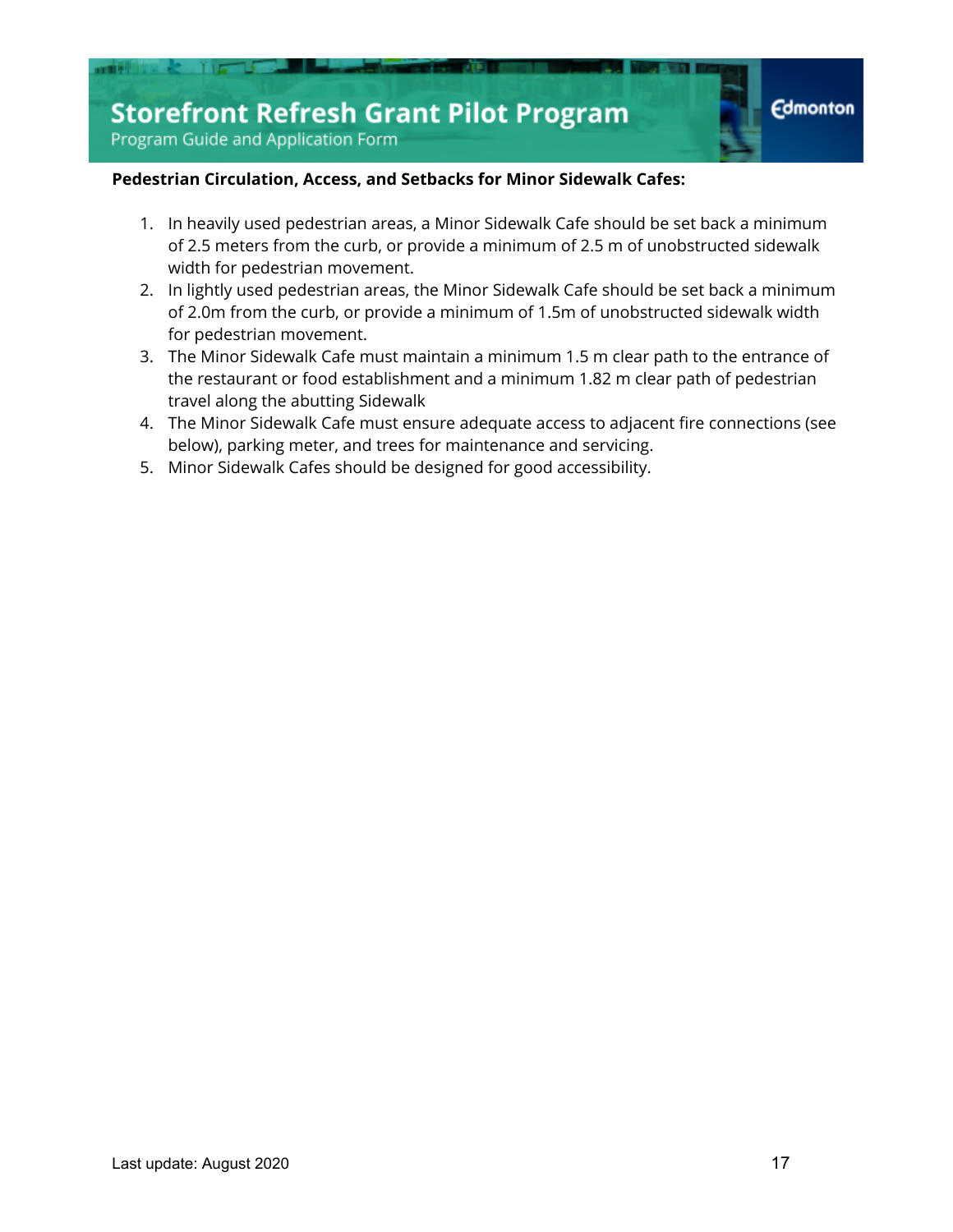**Pedestrian Circulation, Access, and Setbacks for Minor Sidewalk Cafes:**

1. In heavily used pedestrian areas, a Minor Sidewalk Cafe should be set back a minimum of 2.5 meters from the curb, or provide a minimum of 2.5 m of unobstructed sidewalk width for pedestrian movement.
2. In lightly used pedestrian areas, the Minor Sidewalk Cafe should be set back a minimum of 2.0m from the curb, or provide a minimum of 1.5m of unobstructed sidewalk width for pedestrian movement.
3. The Minor Sidewalk Cafe must maintain a minimum 1.5 m clear path to the entrance of the restaurant or food establishment and a minimum 1.82 m clear path of pedestrian travel along the abutting Sidewalk
4. The Minor Sidewalk Cafe must ensure adequate access to adjacent fire connections (see below), parking meter, and trees for maintenance and servicing.
5. Minor Sidewalk Cafes should be designed for good accessibility.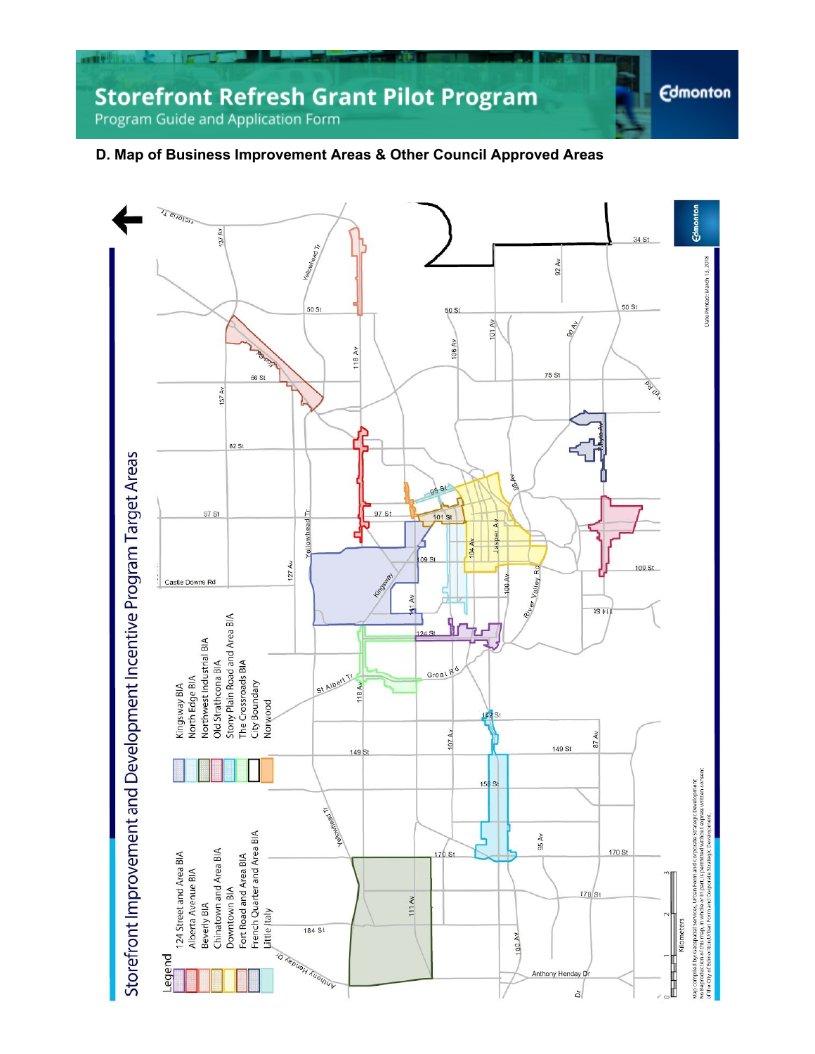# Storefront Refresh Grant Pilot Program

Program Guide and Application Form

**D. Map of Business Improvement Areas & Other Council Approved Areas**

Storefront Improvement and Development Incentive Program Target Areas

Legend

124 Street and Area BIA
Alberta Avenue BIA
Beverly BIA
Chinatown and Area BIA
Downtown BIA
Fort Road and Area BIA
French Quarter and Area BIA
Little Italy
Kingsway BIA
North Edge BIA
Northwest Industrial BIA
Old Strathcona BIA
Stony Plain Road and Area BIA
The Crossroads BIA
City Boundary
Norwood

Kilometers
0 1 2 3

Map compiled by Geospatial Services, Urban Form and Corporate Strategic Development.
No Reproduction of this map, in whole or in part, is permitted without express written consent of the City of Edmonton, Urban Form and Corporate Strategic Development.

Date Printed: March 13, 2018